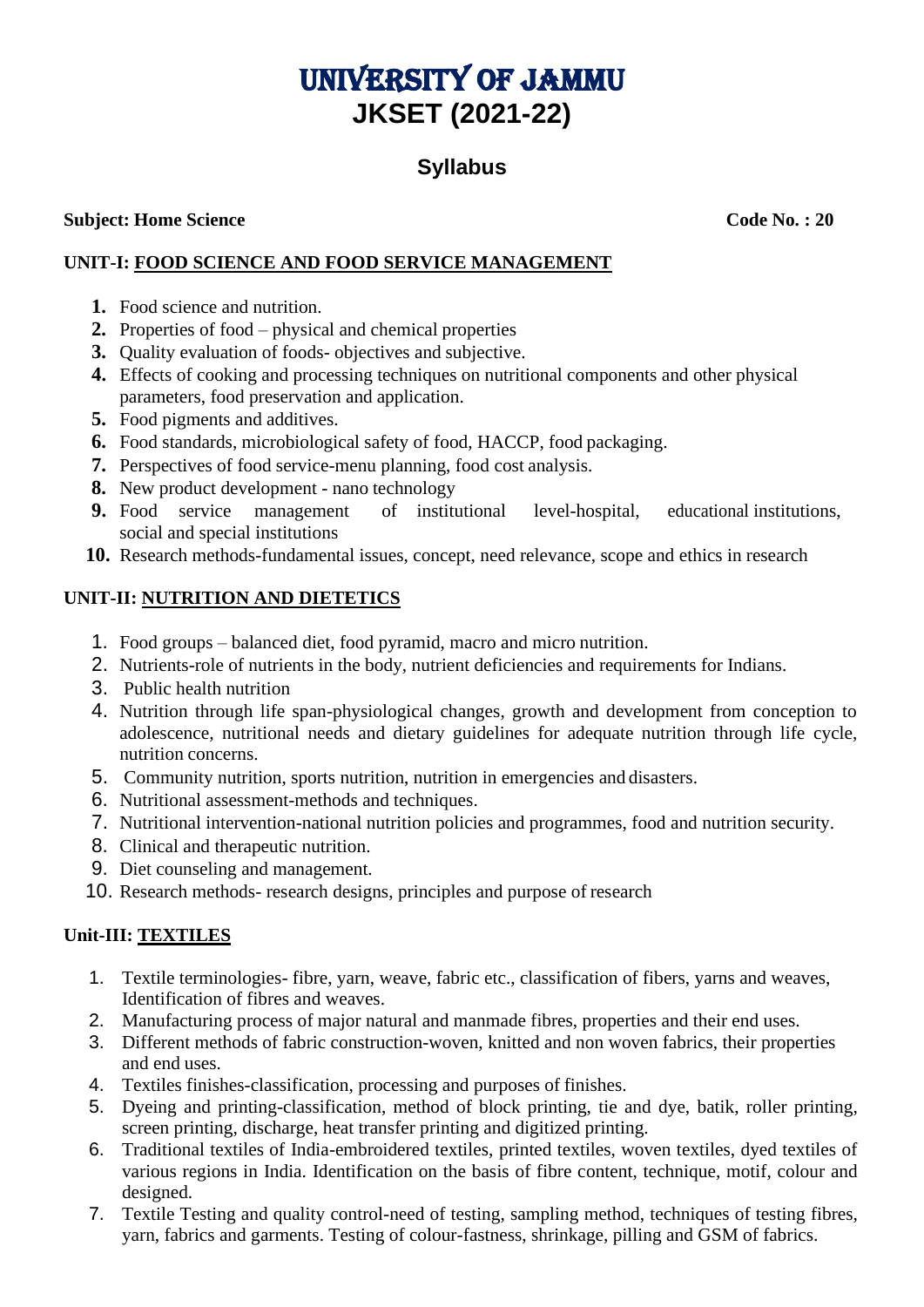# UNIVERSITY OF JAMMU
# JKSET (2021-22)

## Syllabus

**Subject: Home Science** **Code No. : 20**

### UNIT-I: FOOD SCIENCE AND FOOD SERVICE MANAGEMENT

1. Food science and nutrition.
2. Properties of food – physical and chemical properties
3. Quality evaluation of foods- objectives and subjective.
4. Effects of cooking and processing techniques on nutritional components and other physical parameters, food preservation and application.
5. Food pigments and additives.
6. Food standards, microbiological safety of food, HACCP, food packaging.
7. Perspectives of food service-menu planning, food cost analysis.
8. New product development - nano technology
9. Food service management of institutional level-hospital, educational institutions, social and special institutions
10. Research methods-fundamental issues, concept, need relevance, scope and ethics in research

### UNIT-II: NUTRITION AND DIETETICS

1. Food groups – balanced diet, food pyramid, macro and micro nutrition.
2. Nutrients-role of nutrients in the body, nutrient deficiencies and requirements for Indians.
3. Public health nutrition
4. Nutrition through life span-physiological changes, growth and development from conception to adolescence, nutritional needs and dietary guidelines for adequate nutrition through life cycle, nutrition concerns.
5. Community nutrition, sports nutrition, nutrition in emergencies and disasters.
6. Nutritional assessment-methods and techniques.
7. Nutritional intervention-national nutrition policies and programmes, food and nutrition security.
8. Clinical and therapeutic nutrition.
9. Diet counseling and management.
10. Research methods- research designs, principles and purpose of research

### Unit-III: TEXTILES

1. Textile terminologies- fibre, yarn, weave, fabric etc., classification of fibers, yarns and weaves, Identification of fibres and weaves.
2. Manufacturing process of major natural and manmade fibres, properties and their end uses.
3. Different methods of fabric construction-woven, knitted and non woven fabrics, their properties and end uses.
4. Textiles finishes-classification, processing and purposes of finishes.
5. Dyeing and printing-classification, method of block printing, tie and dye, batik, roller printing, screen printing, discharge, heat transfer printing and digitized printing.
6. Traditional textiles of India-embroidered textiles, printed textiles, woven textiles, dyed textiles of various regions in India. Identification on the basis of fibre content, technique, motif, colour and designed.
7. Textile Testing and quality control-need of testing, sampling method, techniques of testing fibres, yarn, fabrics and garments. Testing of colour-fastness, shrinkage, pilling and GSM of fabrics.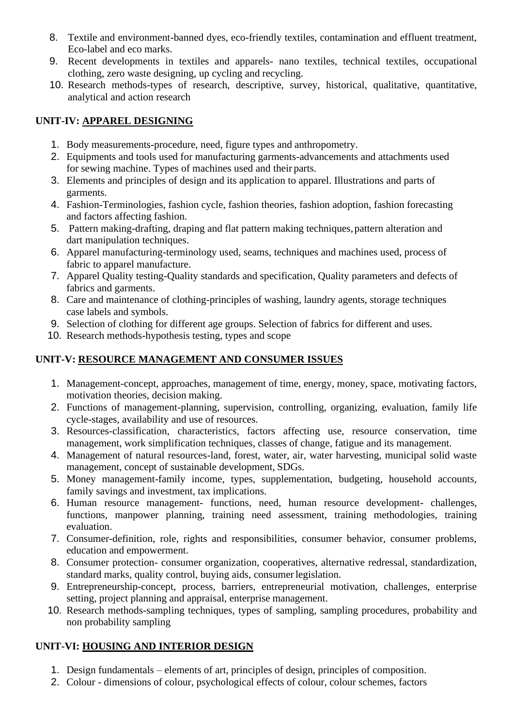8. Textile and environment-banned dyes, eco-friendly textiles, contamination and effluent treatment, Eco-label and eco marks.
9. Recent developments in textiles and apparels- nano textiles, technical textiles, occupational clothing, zero waste designing, up cycling and recycling.
10. Research methods-types of research, descriptive, survey, historical, qualitative, quantitative, analytical and action research

## UNIT-IV: APPAREL DESIGNING

1. Body measurements-procedure, need, figure types and anthropometry.
2. Equipments and tools used for manufacturing garments-advancements and attachments used for sewing machine. Types of machines used and their parts.
3. Elements and principles of design and its application to apparel. Illustrations and parts of garments.
4. Fashion-Terminologies, fashion cycle, fashion theories, fashion adoption, fashion forecasting and factors affecting fashion.
5. Pattern making-drafting, draping and flat pattern making techniques, pattern alteration and dart manipulation techniques.
6. Apparel manufacturing-terminology used, seams, techniques and machines used, process of fabric to apparel manufacture.
7. Apparel Quality testing-Quality standards and specification, Quality parameters and defects of fabrics and garments.
8. Care and maintenance of clothing-principles of washing, laundry agents, storage techniques case labels and symbols.
9. Selection of clothing for different age groups. Selection of fabrics for different and uses.
10. Research methods-hypothesis testing, types and scope

## UNIT-V: RESOURCE MANAGEMENT AND CONSUMER ISSUES

1. Management-concept, approaches, management of time, energy, money, space, motivating factors, motivation theories, decision making.
2. Functions of management-planning, supervision, controlling, organizing, evaluation, family life cycle-stages, availability and use of resources.
3. Resources-classification, characteristics, factors affecting use, resource conservation, time management, work simplification techniques, classes of change, fatigue and its management.
4. Management of natural resources-land, forest, water, air, water harvesting, municipal solid waste management, concept of sustainable development, SDGs.
5. Money management-family income, types, supplementation, budgeting, household accounts, family savings and investment, tax implications.
6. Human resource management- functions, need, human resource development- challenges, functions, manpower planning, training need assessment, training methodologies, training evaluation.
7. Consumer-definition, role, rights and responsibilities, consumer behavior, consumer problems, education and empowerment.
8. Consumer protection- consumer organization, cooperatives, alternative redressal, standardization, standard marks, quality control, buying aids, consumer legislation.
9. Entrepreneurship-concept, process, barriers, entrepreneurial motivation, challenges, enterprise setting, project planning and appraisal, enterprise management.
10. Research methods-sampling techniques, types of sampling, sampling procedures, probability and non probability sampling

## UNIT-VI: HOUSING AND INTERIOR DESIGN

1. Design fundamentals – elements of art, principles of design, principles of composition.
2. Colour - dimensions of colour, psychological effects of colour, colour schemes, factors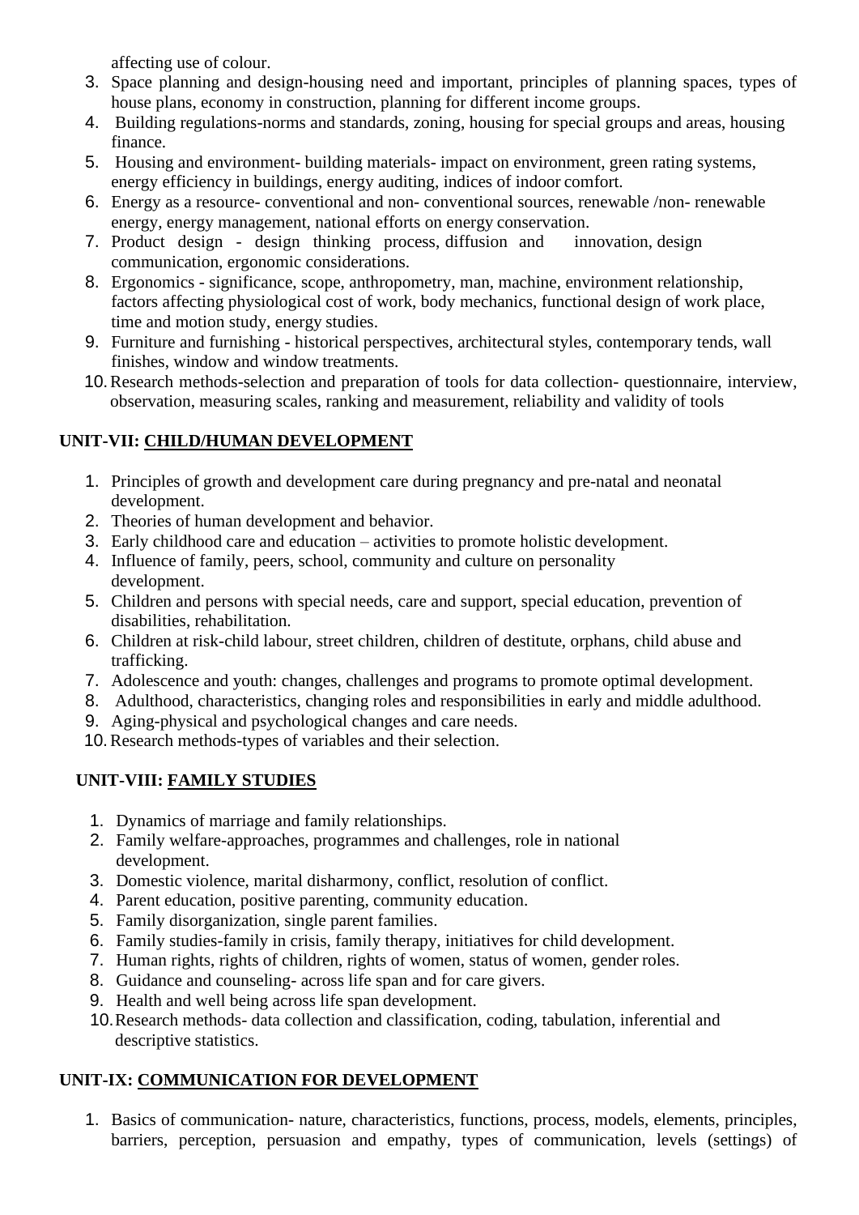affecting use of colour.

3. Space planning and design-housing need and important, principles of planning spaces, types of house plans, economy in construction, planning for different income groups.
4. Building regulations-norms and standards, zoning, housing for special groups and areas, housing finance.
5. Housing and environment- building materials- impact on environment, green rating systems, energy efficiency in buildings, energy auditing, indices of indoor comfort.
6. Energy as a resource- conventional and non- conventional sources, renewable /non- renewable energy, energy management, national efforts on energy conservation.
7. Product design - design thinking process, diffusion and innovation, design communication, ergonomic considerations.
8. Ergonomics - significance, scope, anthropometry, man, machine, environment relationship, factors affecting physiological cost of work, body mechanics, functional design of work place, time and motion study, energy studies.
9. Furniture and furnishing - historical perspectives, architectural styles, contemporary tends, wall finishes, window and window treatments.
10. Research methods-selection and preparation of tools for data collection- questionnaire, interview, observation, measuring scales, ranking and measurement, reliability and validity of tools

## UNIT-VII: <u>CHILD/HUMAN DEVELOPMENT</u>

1. Principles of growth and development care during pregnancy and pre-natal and neonatal development.
2. Theories of human development and behavior.
3. Early childhood care and education – activities to promote holistic development.
4. Influence of family, peers, school, community and culture on personality development.
5. Children and persons with special needs, care and support, special education, prevention of disabilities, rehabilitation.
6. Children at risk-child labour, street children, children of destitute, orphans, child abuse and trafficking.
7. Adolescence and youth: changes, challenges and programs to promote optimal development.
8. Adulthood, characteristics, changing roles and responsibilities in early and middle adulthood.
9. Aging-physical and psychological changes and care needs.
10. Research methods-types of variables and their selection.

## UNIT-VIII: <u>FAMILY STUDIES</u>

1. Dynamics of marriage and family relationships.
2. Family welfare-approaches, programmes and challenges, role in national development.
3. Domestic violence, marital disharmony, conflict, resolution of conflict.
4. Parent education, positive parenting, community education.
5. Family disorganization, single parent families.
6. Family studies-family in crisis, family therapy, initiatives for child development.
7. Human rights, rights of children, rights of women, status of women, gender roles.
8. Guidance and counseling- across life span and for care givers.
9. Health and well being across life span development.
10. Research methods- data collection and classification, coding, tabulation, inferential and descriptive statistics.

## UNIT-IX: <u>COMMUNICATION FOR DEVELOPMENT</u>

1. Basics of communication- nature, characteristics, functions, process, models, elements, principles, barriers, perception, persuasion and empathy, types of communication, levels (settings) of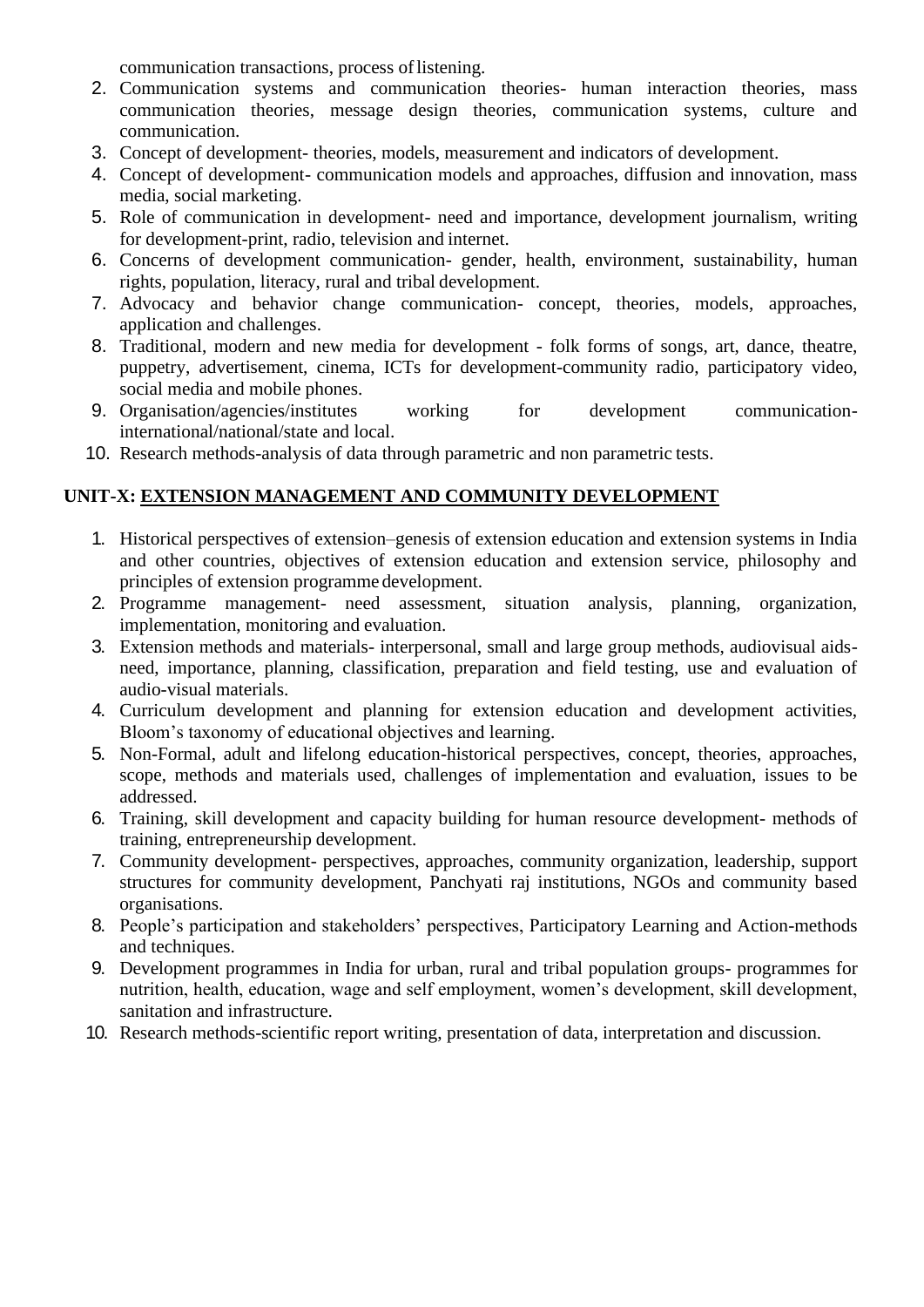communication transactions, process of listening.

2. Communication systems and communication theories- human interaction theories, mass communication theories, message design theories, communication systems, culture and communication.
3. Concept of development- theories, models, measurement and indicators of development.
4. Concept of development- communication models and approaches, diffusion and innovation, mass media, social marketing.
5. Role of communication in development- need and importance, development journalism, writing for development-print, radio, television and internet.
6. Concerns of development communication- gender, health, environment, sustainability, human rights, population, literacy, rural and tribal development.
7. Advocacy and behavior change communication- concept, theories, models, approaches, application and challenges.
8. Traditional, modern and new media for development - folk forms of songs, art, dance, theatre, puppetry, advertisement, cinema, ICTs for development-community radio, participatory video, social media and mobile phones.
9. Organisation/agencies/institutes working for development communication-international/national/state and local.
10. Research methods-analysis of data through parametric and non parametric tests.

## UNIT-X: EXTENSION MANAGEMENT AND COMMUNITY DEVELOPMENT

1. Historical perspectives of extension–genesis of extension education and extension systems in India and other countries, objectives of extension education and extension service, philosophy and principles of extension programme development.
2. Programme management- need assessment, situation analysis, planning, organization, implementation, monitoring and evaluation.
3. Extension methods and materials- interpersonal, small and large group methods, audiovisual aids-need, importance, planning, classification, preparation and field testing, use and evaluation of audio-visual materials.
4. Curriculum development and planning for extension education and development activities, Bloom's taxonomy of educational objectives and learning.
5. Non-Formal, adult and lifelong education-historical perspectives, concept, theories, approaches, scope, methods and materials used, challenges of implementation and evaluation, issues to be addressed.
6. Training, skill development and capacity building for human resource development- methods of training, entrepreneurship development.
7. Community development- perspectives, approaches, community organization, leadership, support structures for community development, Panchyati raj institutions, NGOs and community based organisations.
8. People's participation and stakeholders' perspectives, Participatory Learning and Action-methods and techniques.
9. Development programmes in India for urban, rural and tribal population groups- programmes for nutrition, health, education, wage and self employment, women's development, skill development, sanitation and infrastructure.
10. Research methods-scientific report writing, presentation of data, interpretation and discussion.